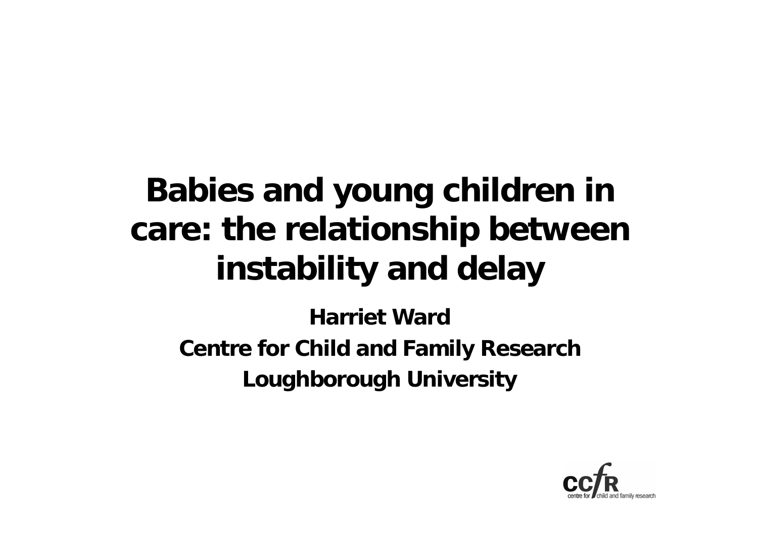# Babies and young children in care: the relationship between instability and delay

**Harriet Ward**

**Centre for Child and Family Research**

**Loughborough University**

ccfR
centre for child and family research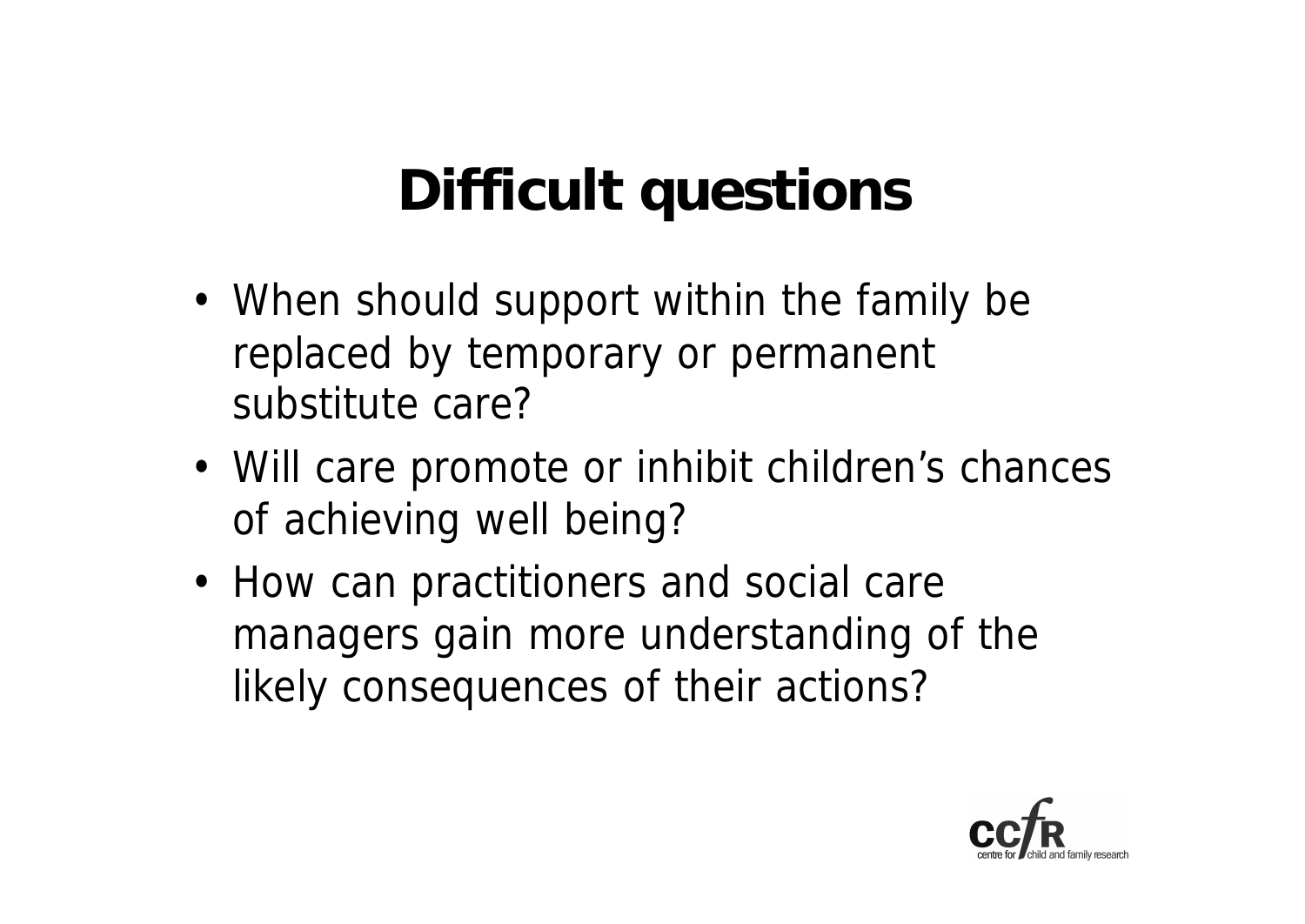# Difficult questions

- When should support within the family be replaced by temporary or permanent substitute care?
- Will care promote or inhibit children's chances of achieving well being?
- How can practitioners and social care managers gain more understanding of the likely consequences of their actions?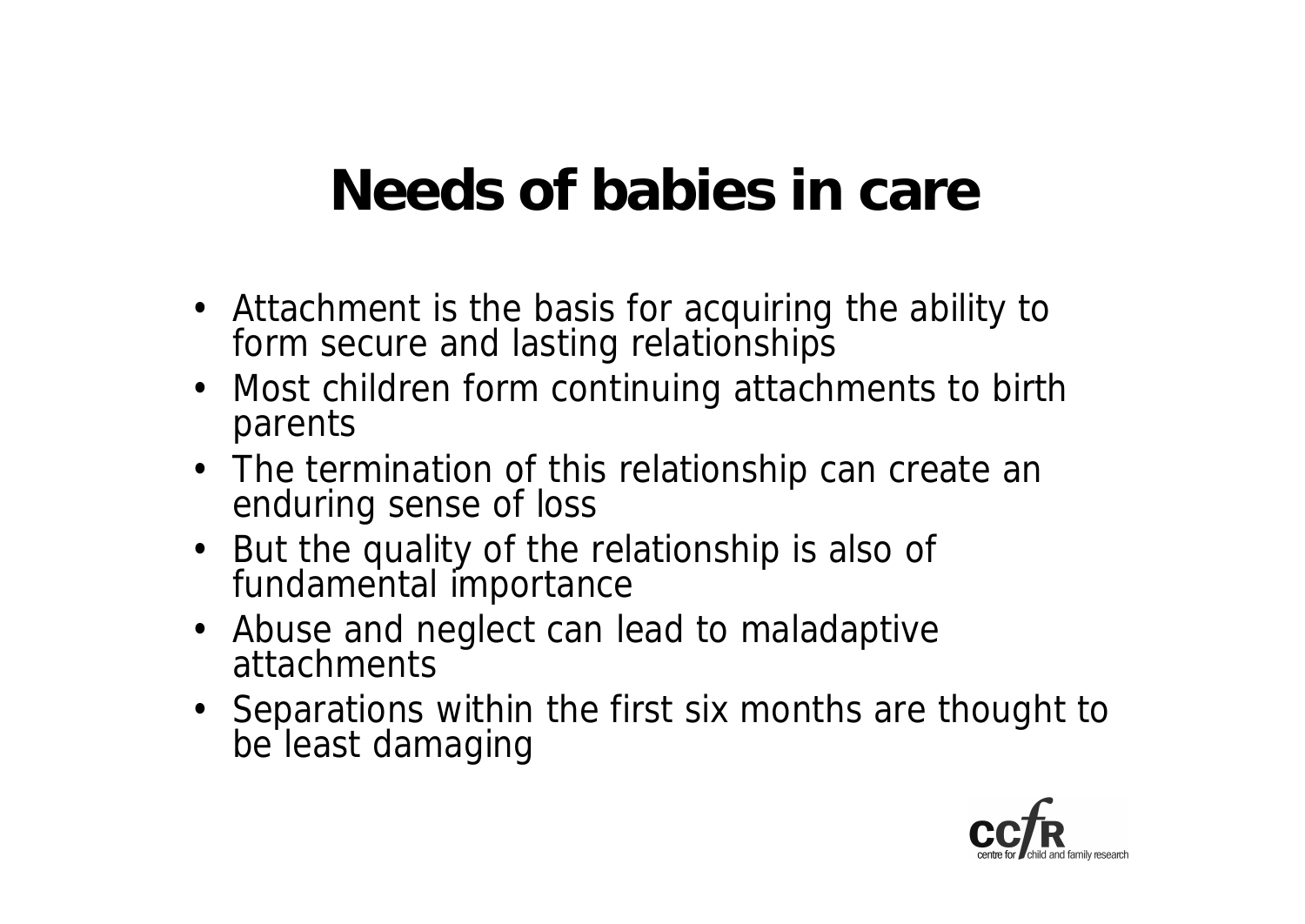# Needs of babies in care

- Attachment is the basis for acquiring the ability to form secure and lasting relationships
- Most children form continuing attachments to birth parents
- The termination of this relationship can create an enduring sense of loss
- But the quality of the relationship is also of fundamental importance
- Abuse and neglect can lead to maladaptive attachments
- Separations within the first six months are thought to be least damaging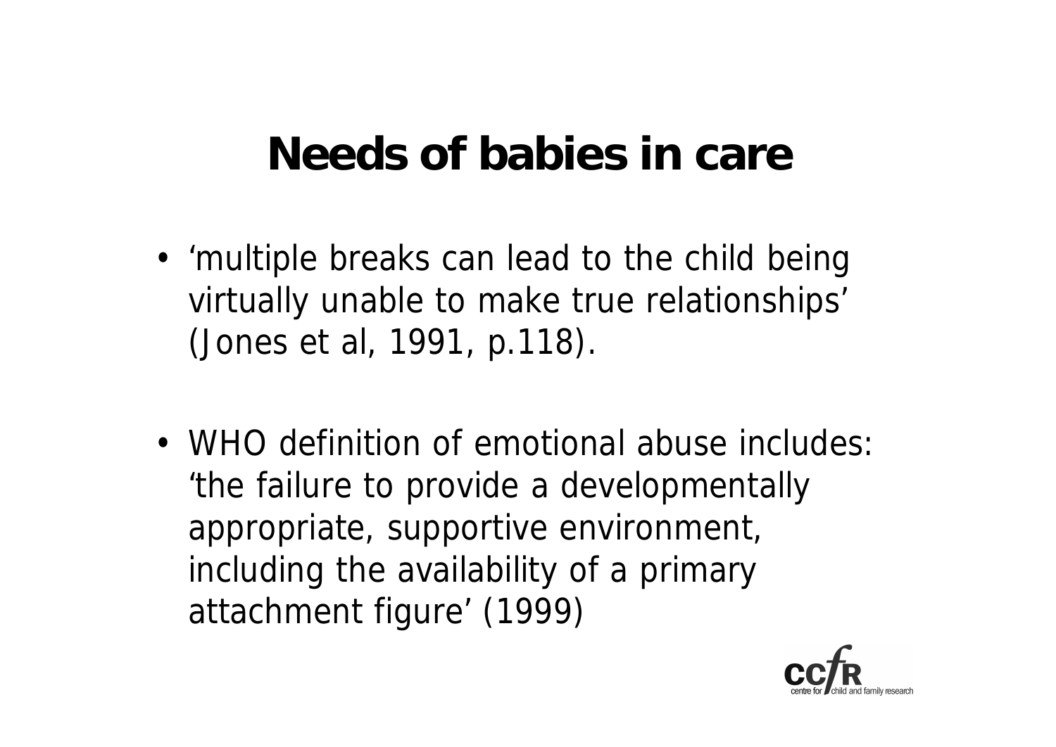# Needs of babies in care

- 'multiple breaks can lead to the child being virtually unable to make true relationships' (Jones et al, 1991, p.118).

- WHO definition of emotional abuse includes: 'the failure to provide a developmentally appropriate, supportive environment, including the availability of a primary attachment figure' (1999)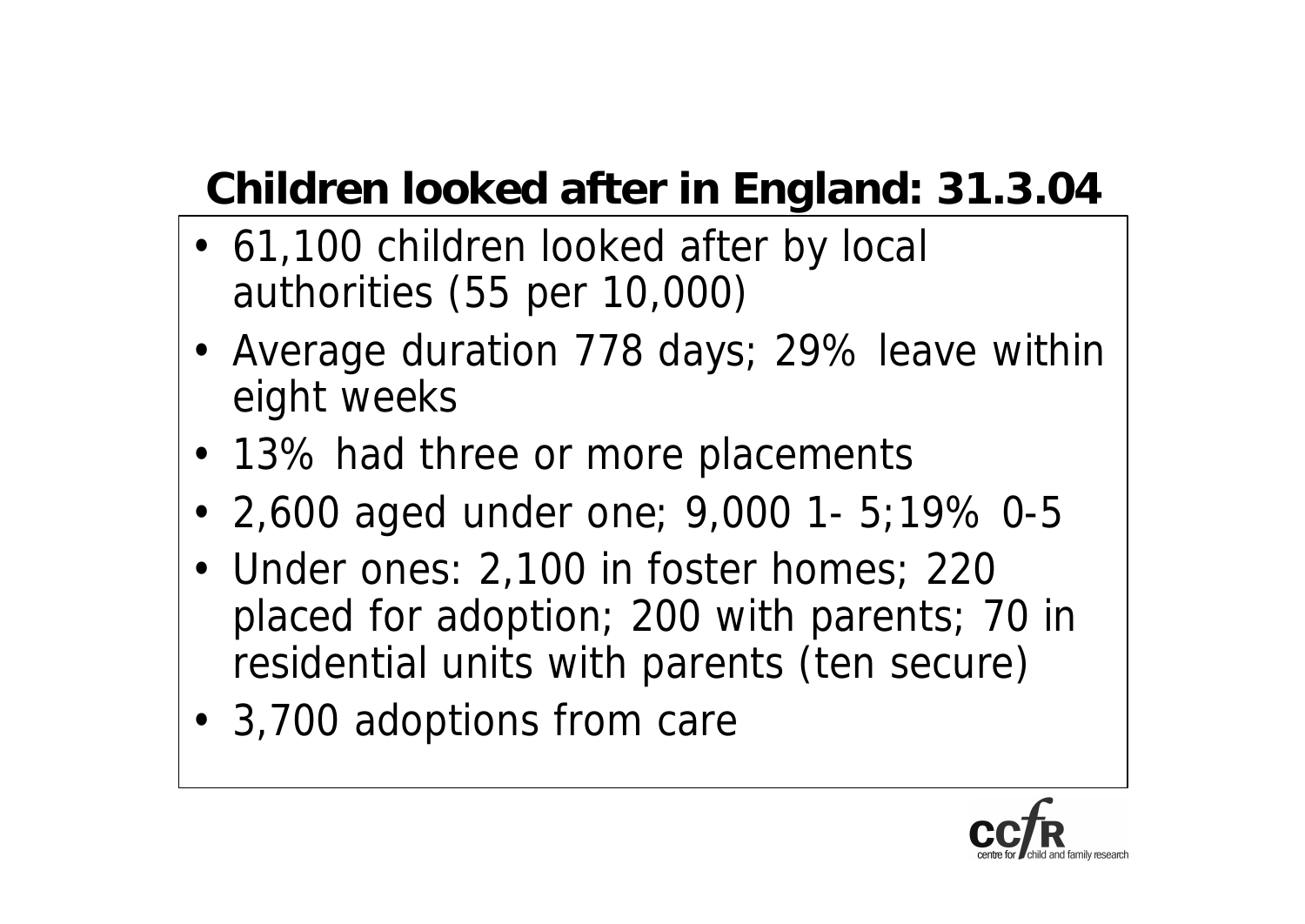## Children looked after in England: 31.3.04

- 61,100 children looked after by local authorities (55 per 10,000)
- Average duration 778 days; 29% leave within eight weeks
- 13% had three or more placements
- 2,600 aged under one; 9,000 1- 5;19% 0-5
- Under ones: 2,100 in foster homes; 220 placed for adoption; 200 with parents; 70 in residential units with parents (ten secure)
- 3,700 adoptions from care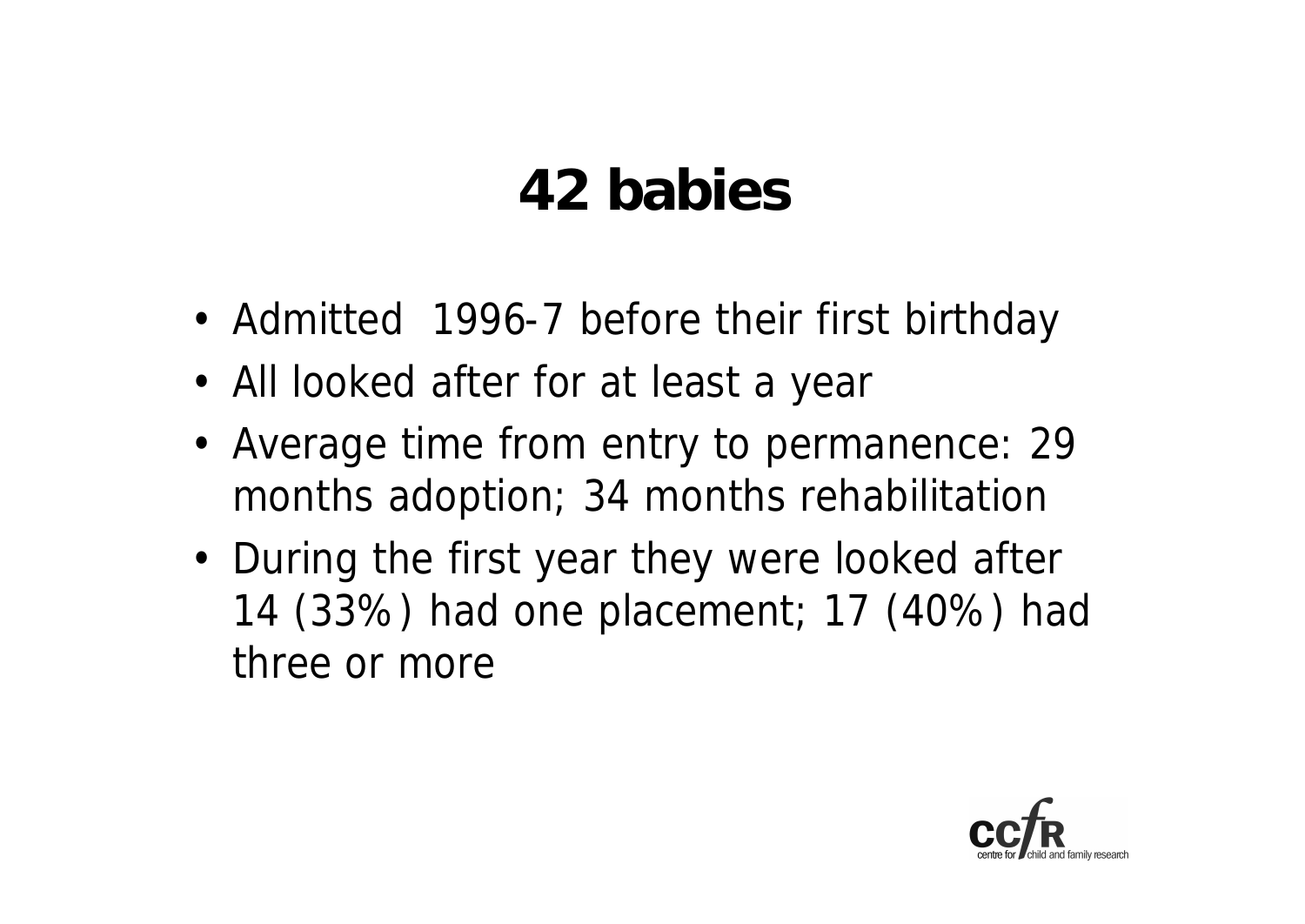# 42 babies

- Admitted 1996-7 before their first birthday
- All looked after for at least a year
- Average time from entry to permanence: 29 months adoption; 34 months rehabilitation
- During the first year they were looked after 14 (33%) had one placement; 17 (40%) had three or more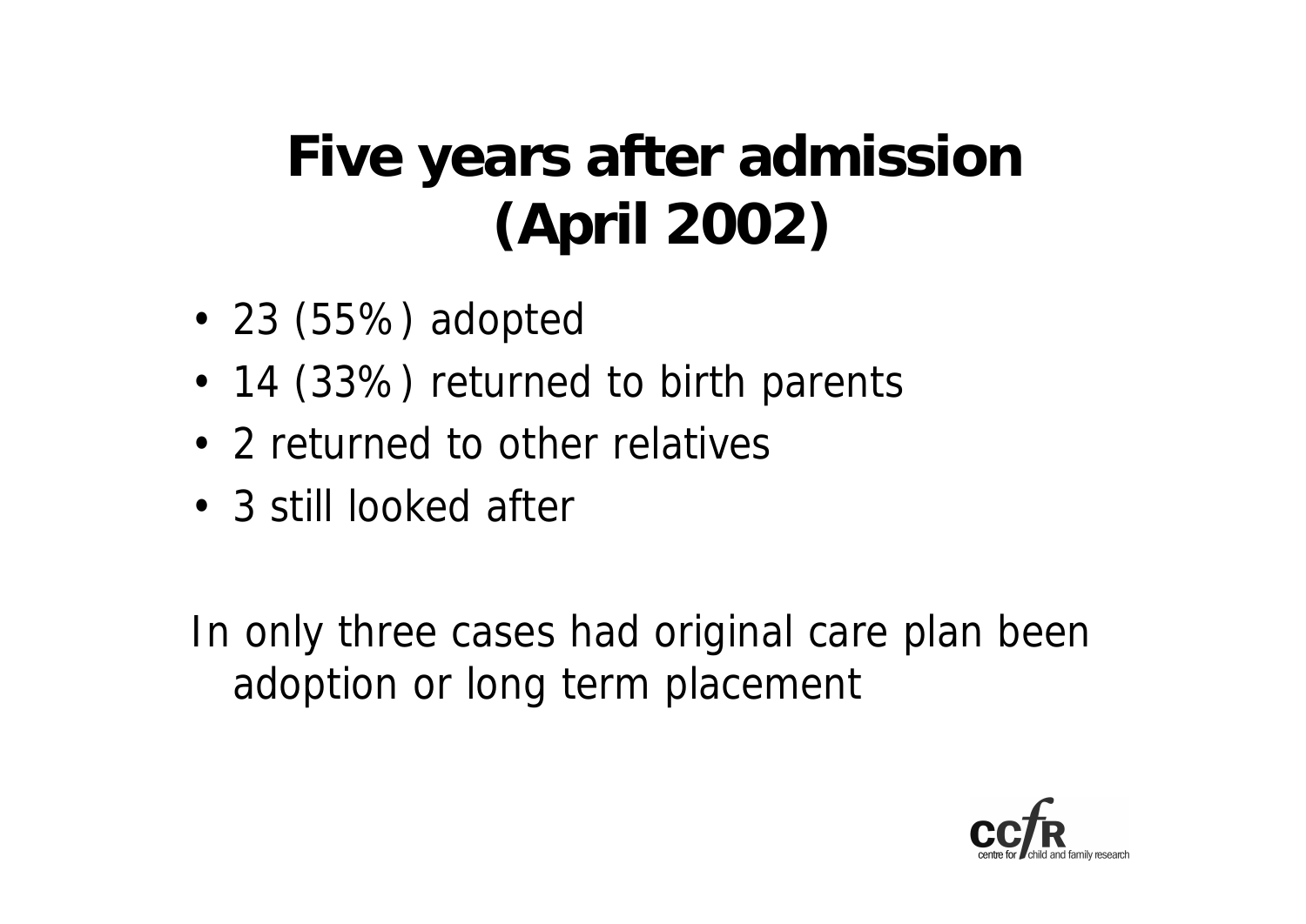# Five years after admission (April 2002)

- 23 (55%) adopted
- 14 (33%) returned to birth parents
- 2 returned to other relatives
- 3 still looked after

In only three cases had original care plan been adoption or long term placement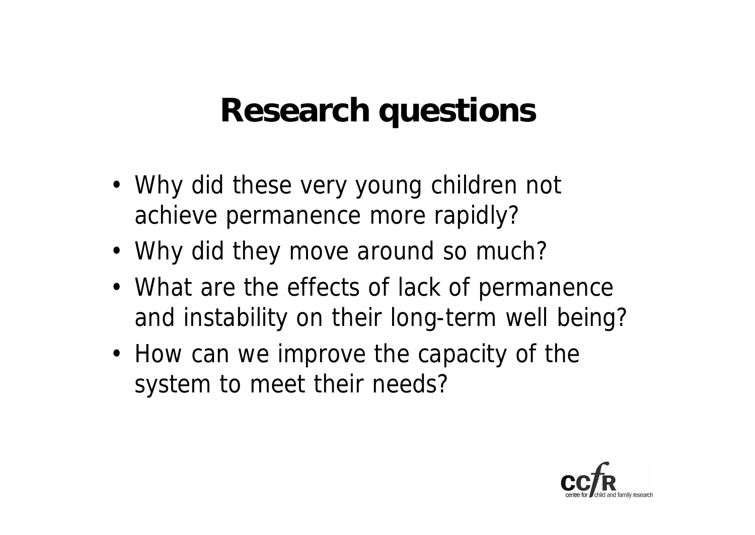# Research questions

- Why did these very young children not achieve permanence more rapidly?
- Why did they move around so much?
- What are the effects of lack of permanence and instability on their long-term well being?
- How can we improve the capacity of the system to meet their needs?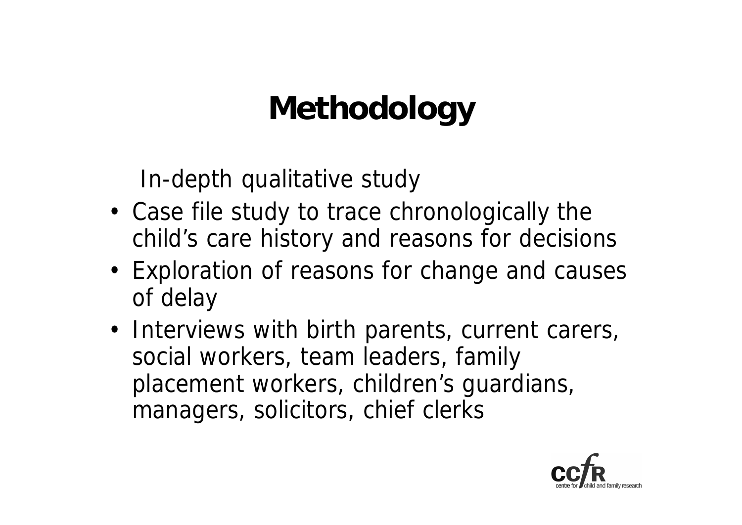# Methodology

In-depth qualitative study

- Case file study to trace chronologically the child's care history and reasons for decisions
- Exploration of reasons for change and causes of delay
- Interviews with birth parents, current carers, social workers, team leaders, family placement workers, children's guardians, managers, solicitors, chief clerks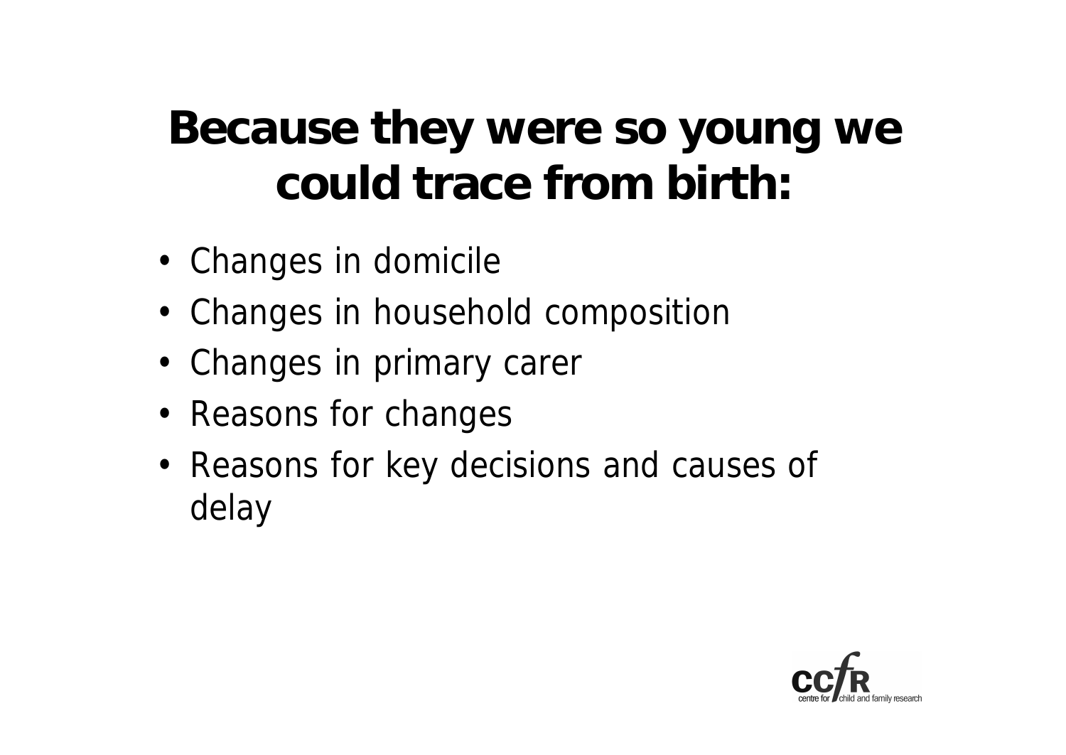# Because they were so young we could trace from birth:

- Changes in domicile
- Changes in household composition
- Changes in primary carer
- Reasons for changes
- Reasons for key decisions and causes of delay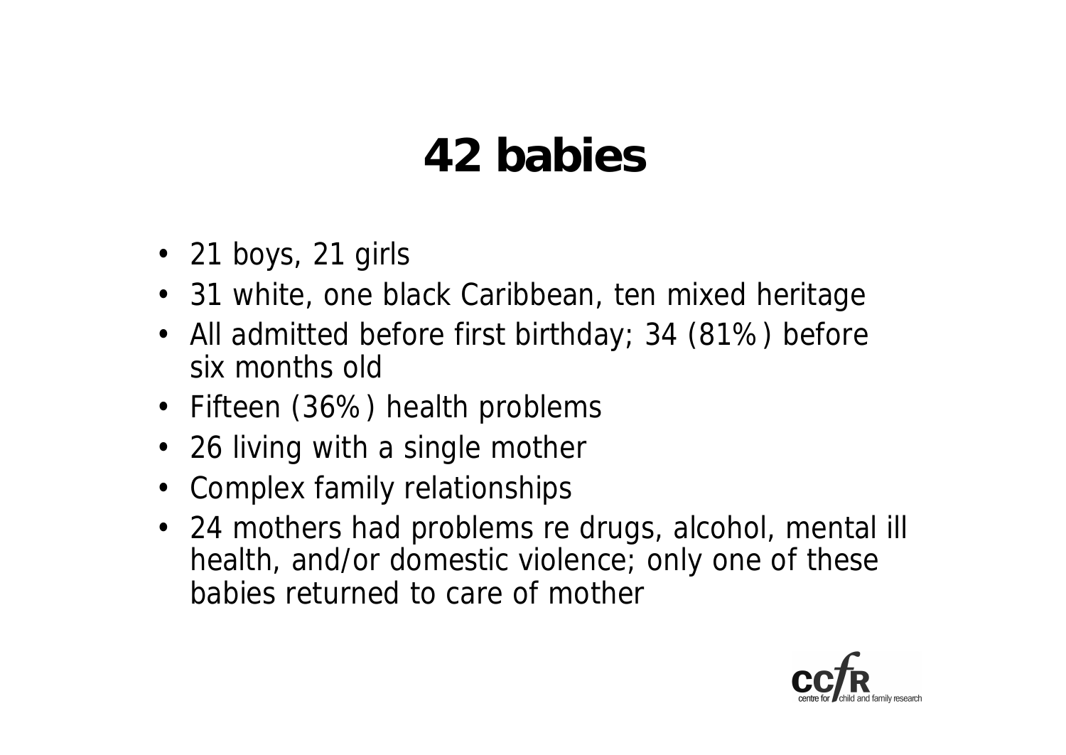# 42 babies

- 21 boys, 21 girls
- 31 white, one black Caribbean, ten mixed heritage
- All admitted before first birthday; 34 (81%) before six months old
- Fifteen (36%) health problems
- 26 living with a single mother
- Complex family relationships
- 24 mothers had problems re drugs, alcohol, mental ill health, and/or domestic violence; only one of these babies returned to care of mother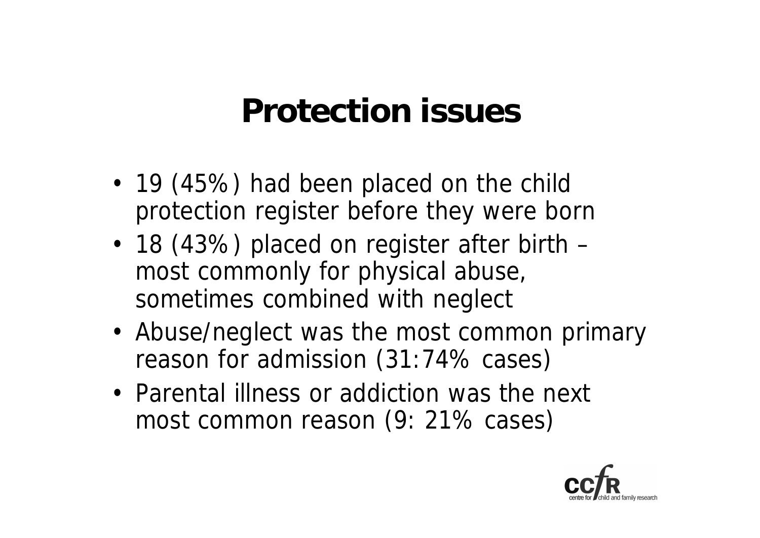# Protection issues

- 19 (45%) had been placed on the child protection register before they were born
- 18 (43%) placed on register after birth – most commonly for physical abuse, sometimes combined with neglect
- Abuse/neglect was the most common primary reason for admission (31:74% cases)
- Parental illness or addiction was the next most common reason (9: 21% cases)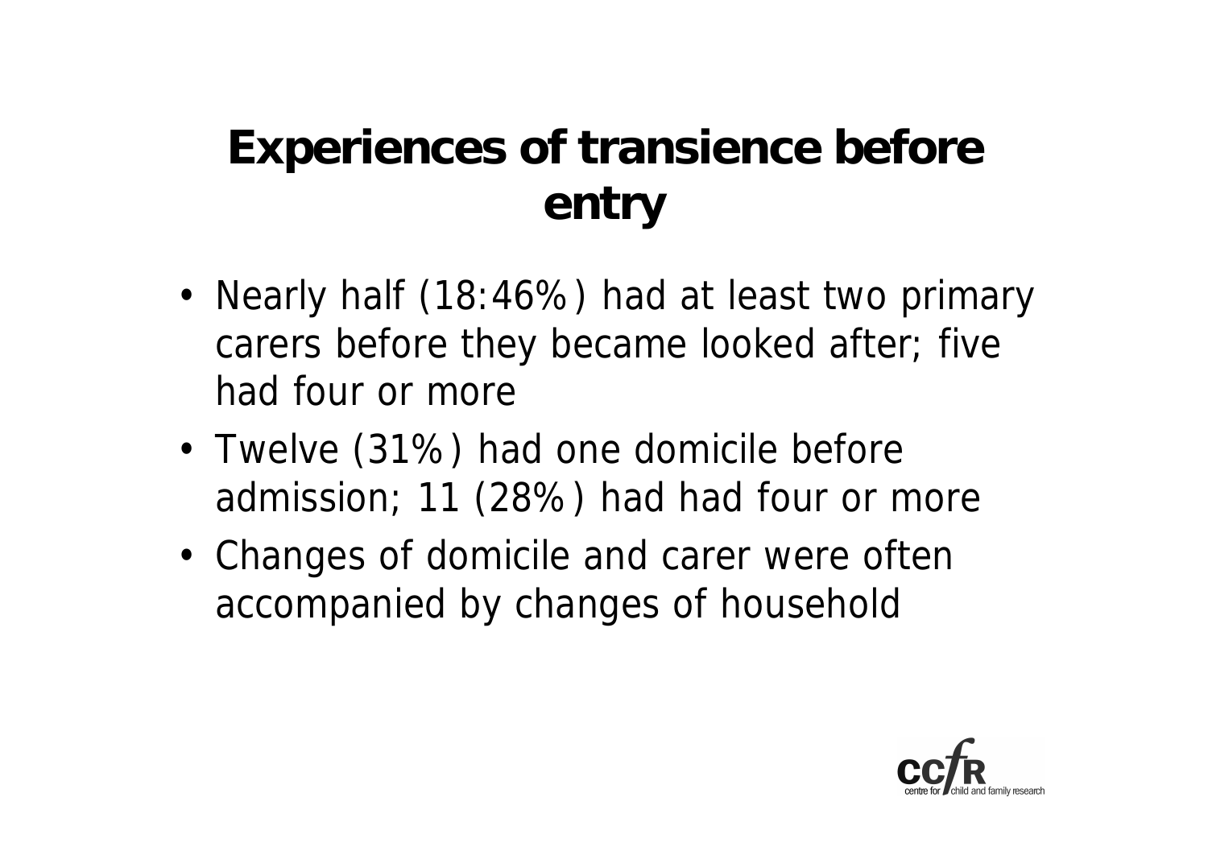# Experiences of transience before entry

- Nearly half (18:46%) had at least two primary carers before they became looked after; five had four or more
- Twelve (31%) had one domicile before admission; 11 (28%) had had four or more
- Changes of domicile and carer were often accompanied by changes of household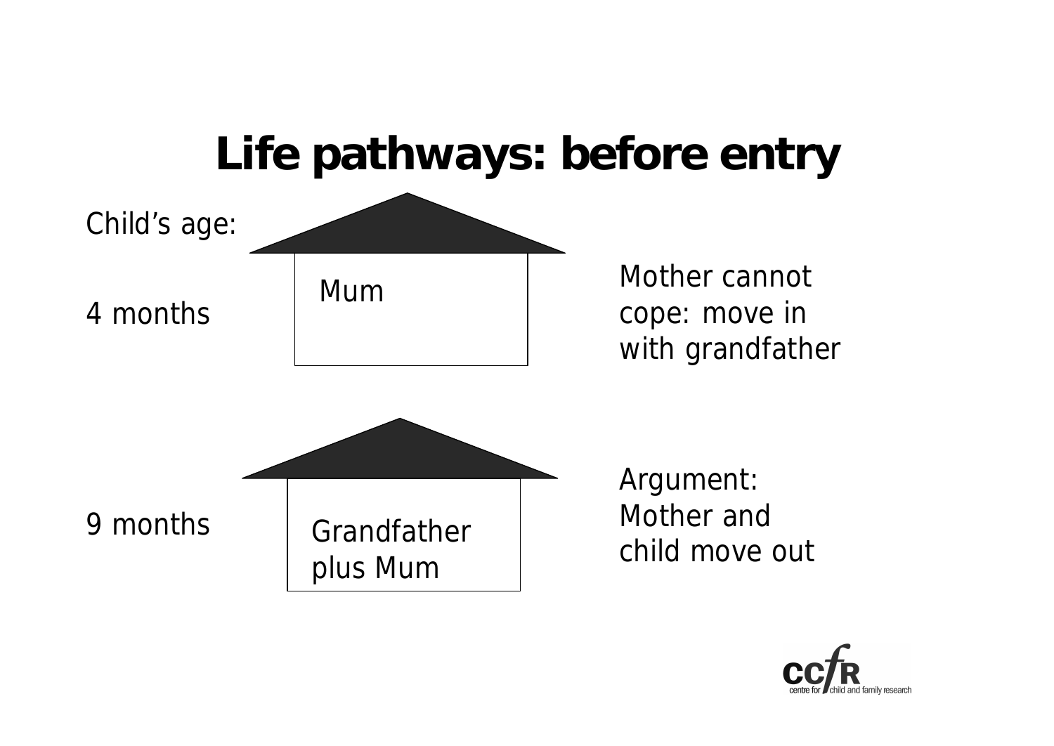# Life pathways: before entry

Child's age:

4 months

Mum

Mother cannot cope: move in with grandfather

9 months

Grandfather plus Mum

Argument: Mother and child move out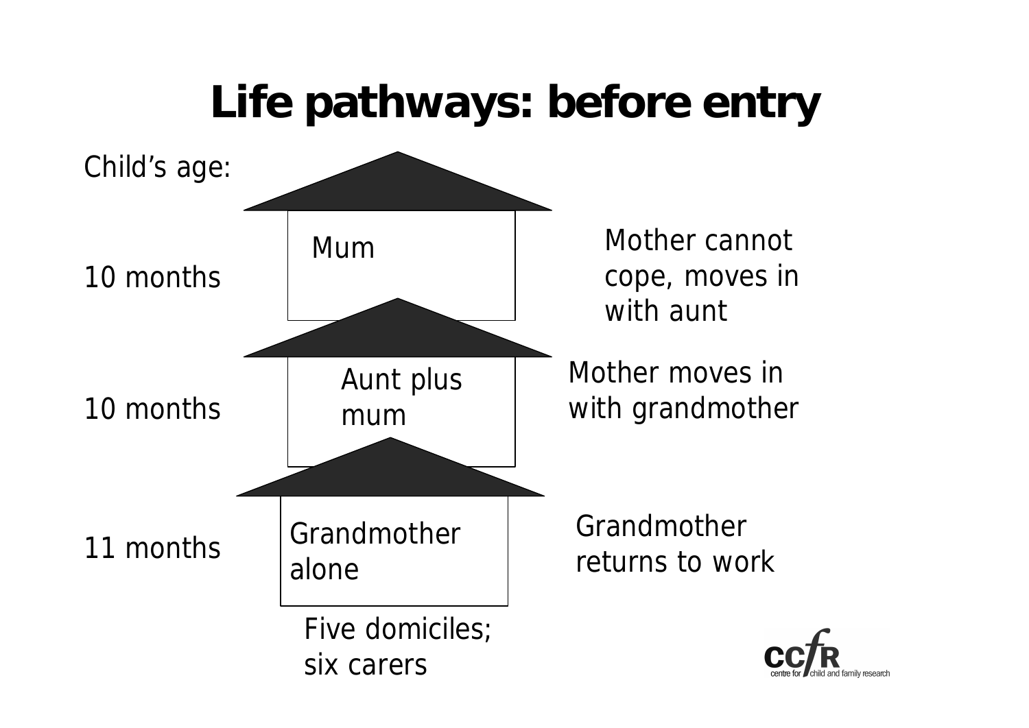# Life pathways: before entry

Child's age:

| Child's age | Carer(s) | Event |
|---|---|---|
| 10 months | Mum | Mother cannot cope, moves in with aunt |
| 10 months | Aunt plus mum | Mother moves in with grandmother |
| 11 months | Grandmother alone | Grandmother returns to work |

Five domiciles; six carers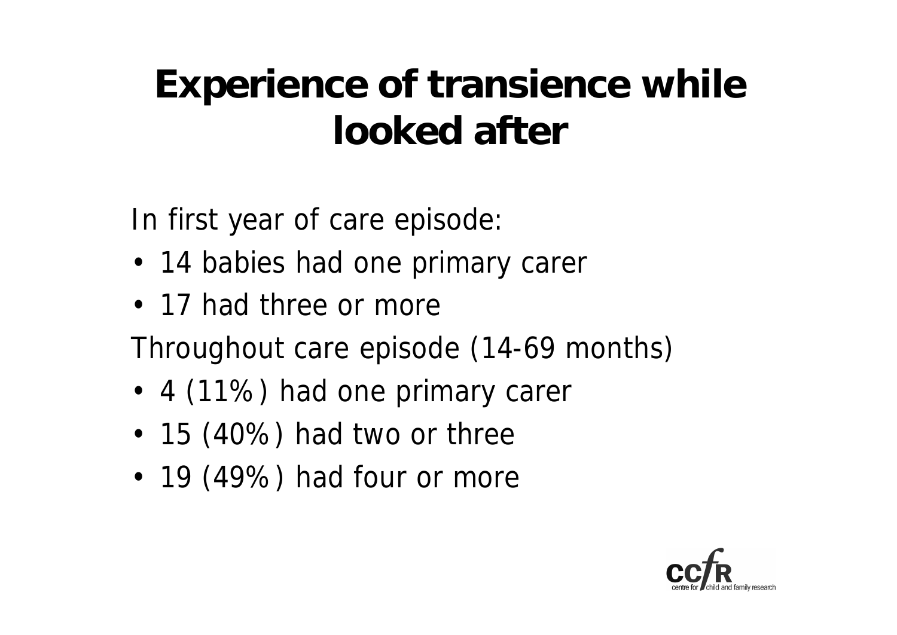# Experience of transience while looked after

In first year of care episode:

- 14 babies had one primary carer
- 17 had three or more

Throughout care episode (14-69 months)

- 4 (11%) had one primary carer
- 15 (40%) had two or three
- 19 (49%) had four or more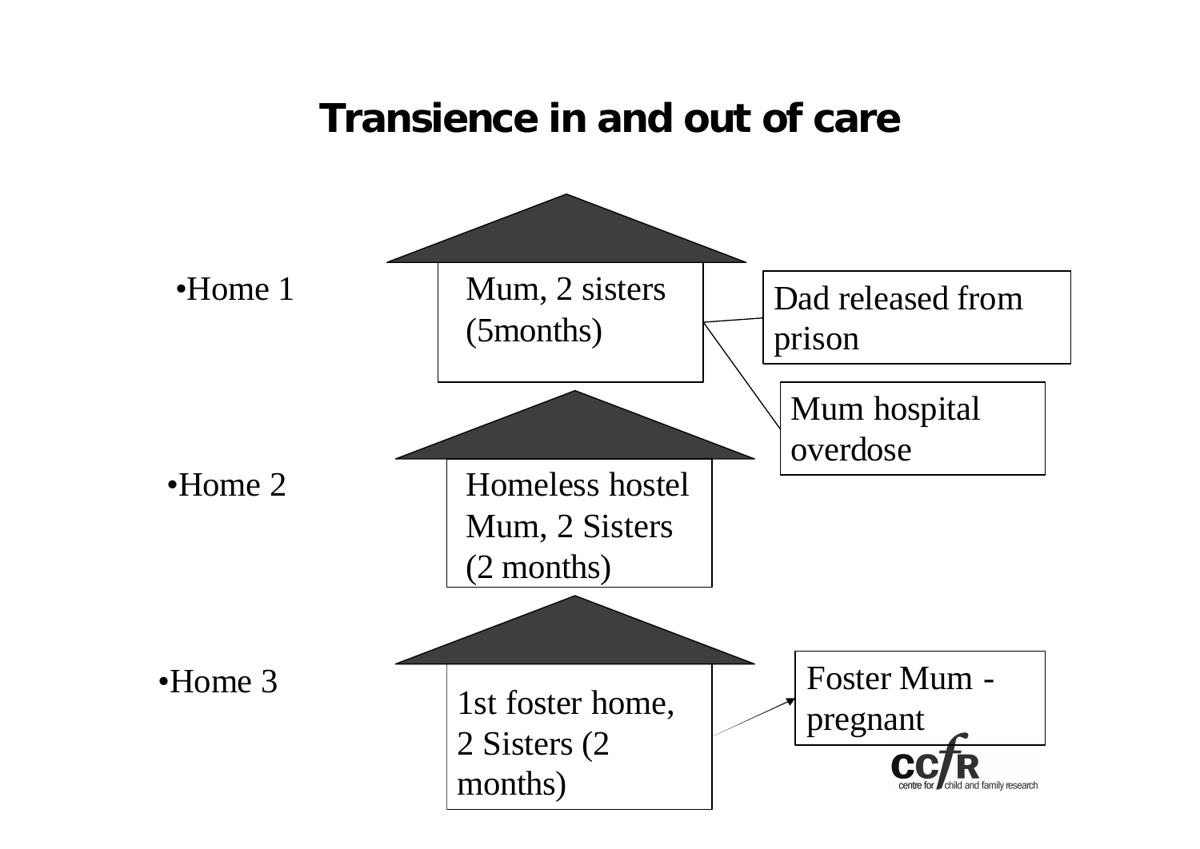# Transience in and out of care

- Home 1

Mum, 2 sisters (5months)

Dad released from prison

Mum hospital overdose

- Home 2

Homeless hostel Mum, 2 Sisters (2 months)

- Home 3

1st foster home, 2 Sisters (2 months)

Foster Mum - pregnant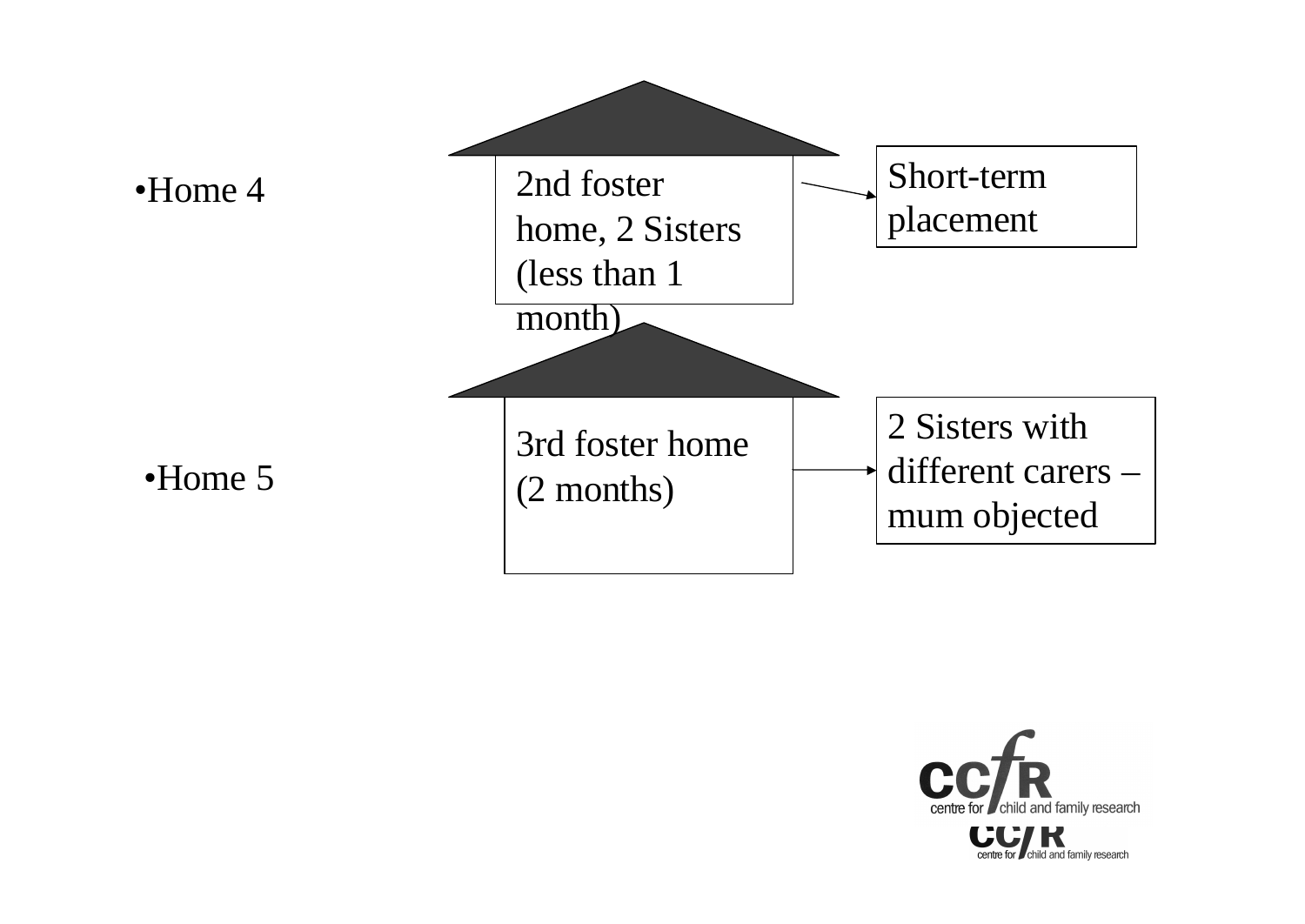- Home 4

2nd foster home, 2 Sisters (less than 1 month)

Short-term placement

- Home 5

3rd foster home (2 months)

2 Sisters with different carers – mum objected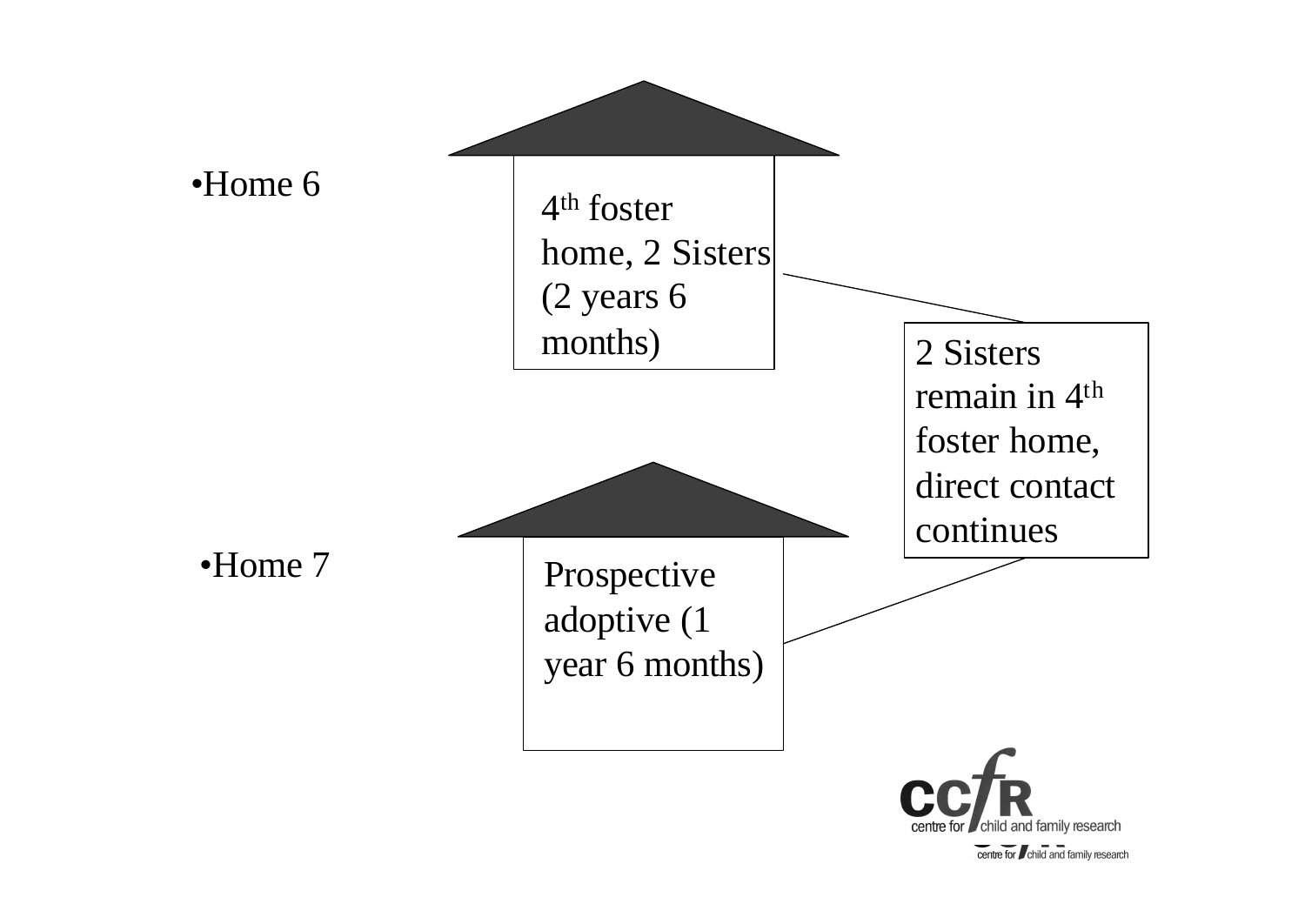- Home 6

4th foster home, 2 Sisters (2 years 6 months)

2 Sisters remain in 4th foster home, direct contact continues

- Home 7

Prospective adoptive (1 year 6 months)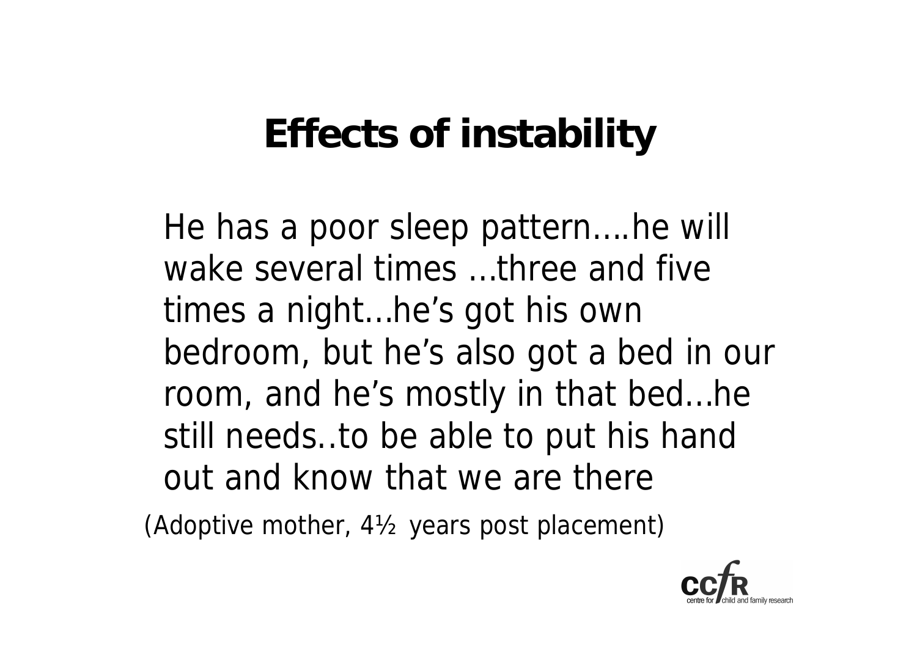# Effects of instability

He has a poor sleep pattern....he will wake several times ...three and five times a night...he's got his own bedroom, but he's also got a bed in our room, and he's mostly in that bed...he still needs..to be able to put his hand out and know that we are there

(Adoptive mother, 4½ years post placement)

ccfR centre for child and family research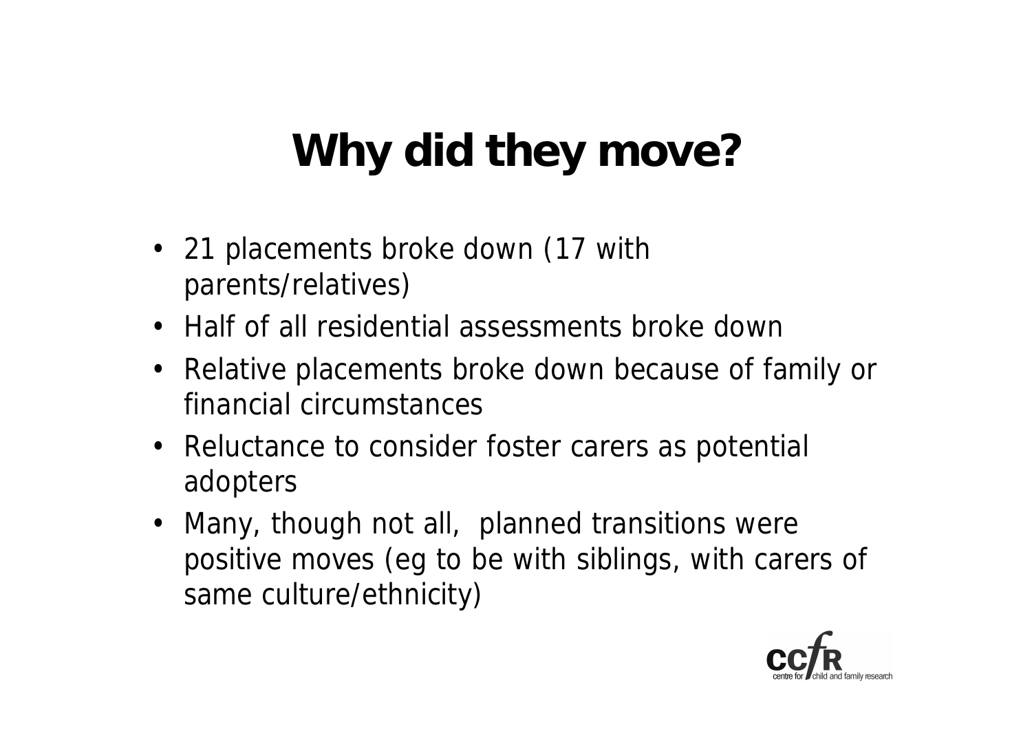# Why did they move?

- 21 placements broke down (17 with parents/relatives)
- Half of all residential assessments broke down
- Relative placements broke down because of family or financial circumstances
- Reluctance to consider foster carers as potential adopters
- Many, though not all, planned transitions were positive moves (eg to be with siblings, with carers of same culture/ethnicity)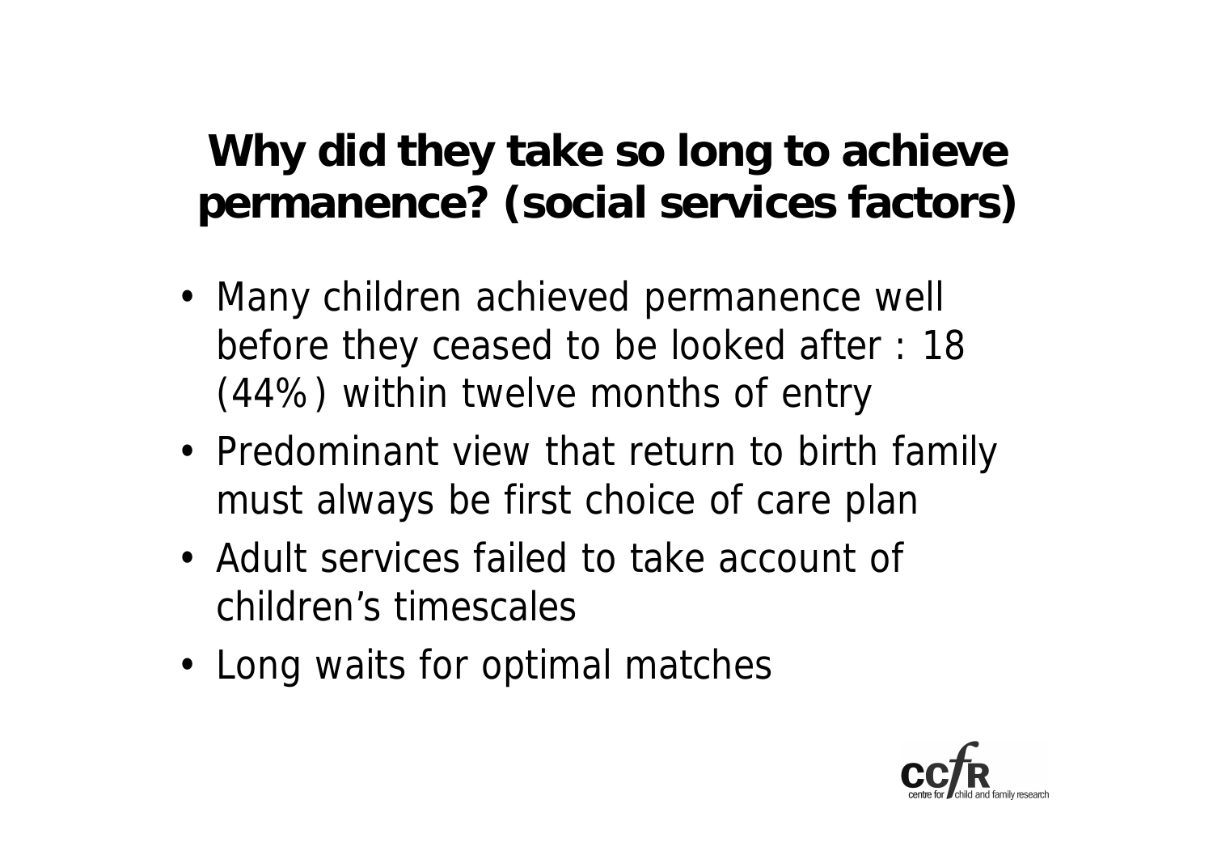# Why did they take so long to achieve permanence? (social services factors)

- Many children achieved permanence well before they ceased to be looked after : 18 (44%) within twelve months of entry
- Predominant view that return to birth family must always be first choice of care plan
- Adult services failed to take account of children's timescales
- Long waits for optimal matches

ccfR centre for child and family research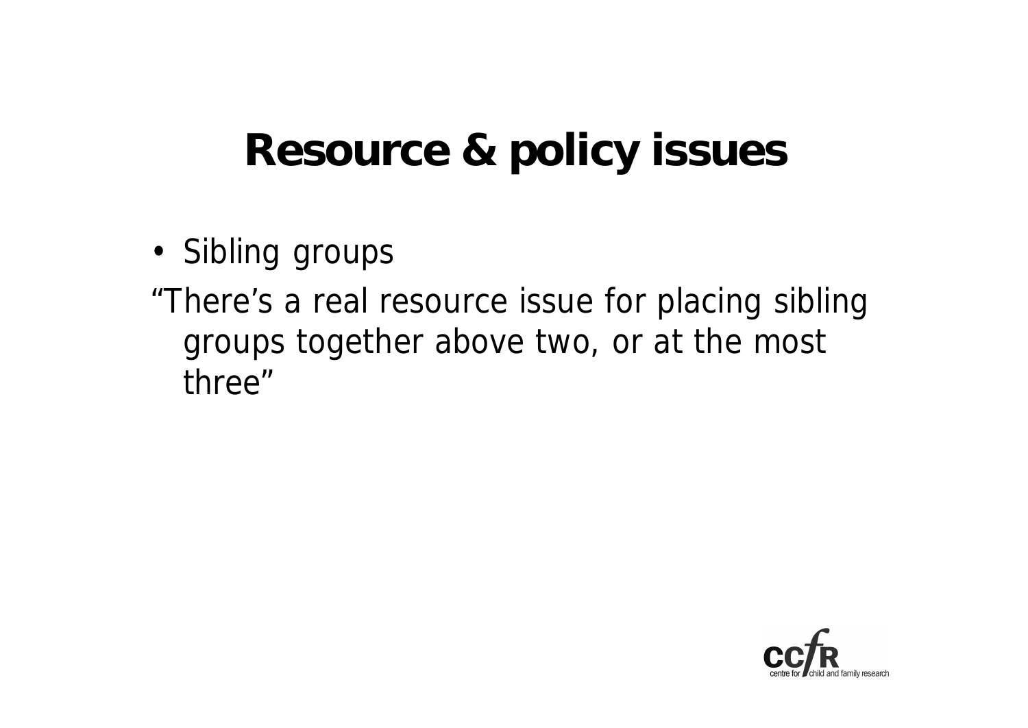# Resource & policy issues

- Sibling groups

"There's a real resource issue for placing sibling groups together above two, or at the most three"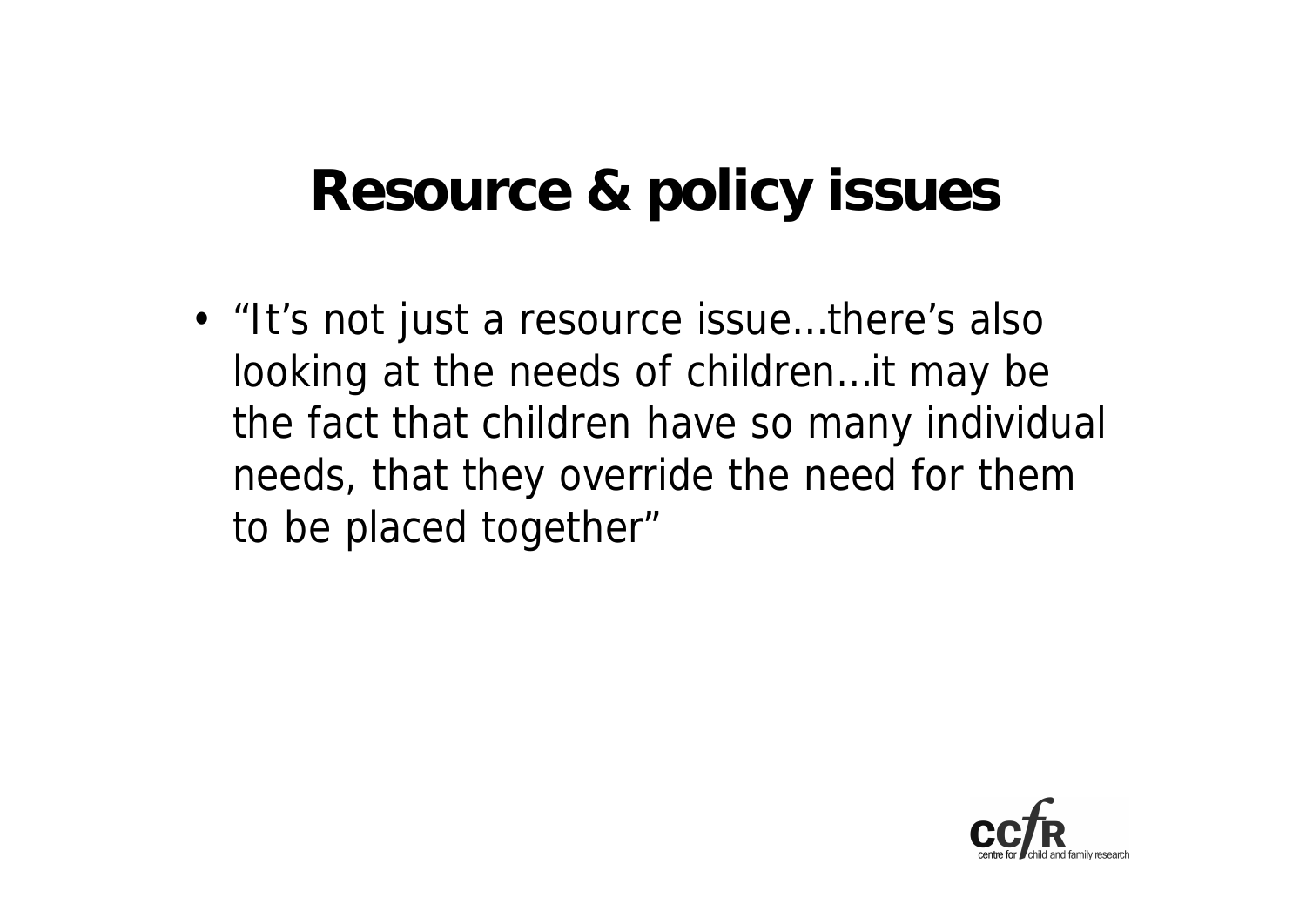# Resource & policy issues

- "It's not just a resource issue…there's also looking at the needs of children…it may be the fact that children have so many individual needs, that they override the need for them to be placed together"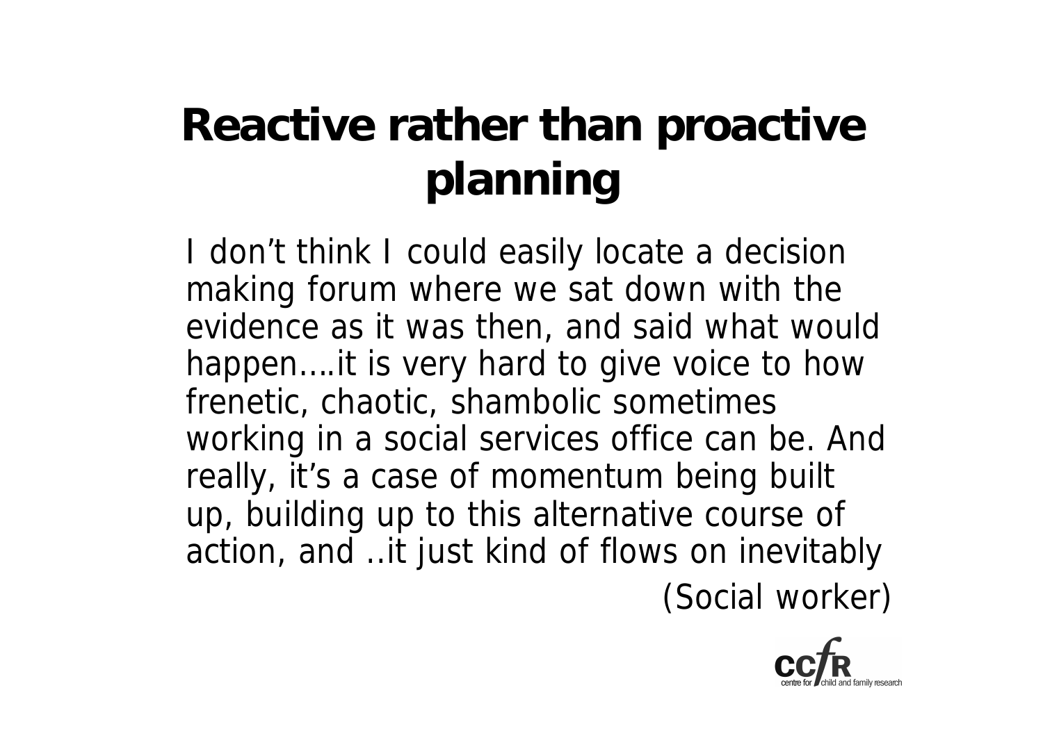# Reactive rather than proactive planning

I don't think I could easily locate a decision making forum where we sat down with the evidence as it was then, and said what would happen….it is very hard to give voice to how frenetic, chaotic, shambolic sometimes working in a social services office can be. And really, it's a case of momentum being built up, building up to this alternative course of action, and ..it just kind of flows on inevitably

(Social worker)

ccfR centre for child and family research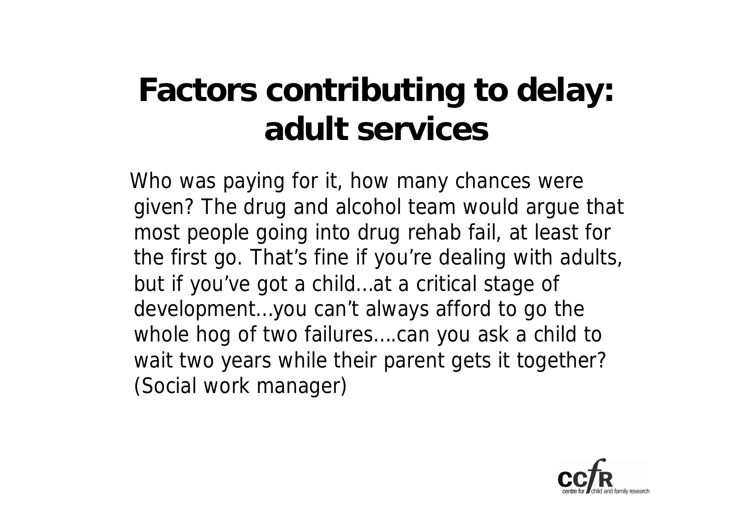# Factors contributing to delay: adult services

Who was paying for it, how many chances were given? The drug and alcohol team would argue that most people going into drug rehab fail, at least for the first go. That's fine if you're dealing with adults, but if you've got a child…at a critical stage of development…you can't always afford to go the whole hog of two failures….can you ask a child to wait two years while their parent gets it together? (Social work manager)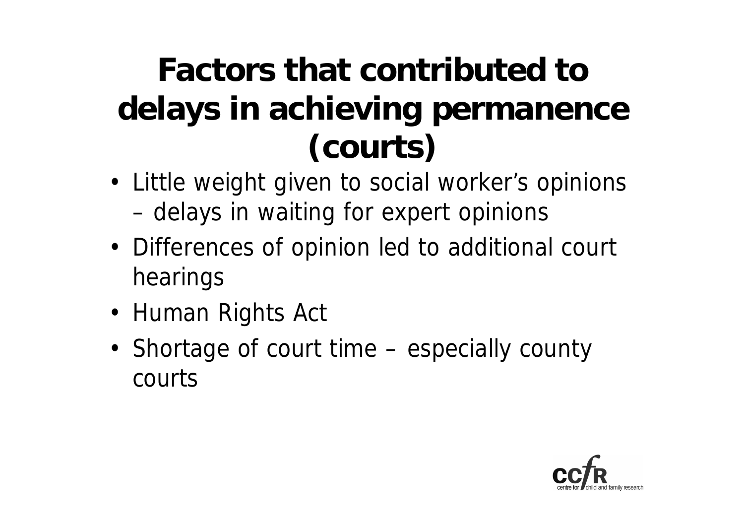# Factors that contributed to delays in achieving permanence (courts)

- Little weight given to social worker's opinions – delays in waiting for expert opinions
- Differences of opinion led to additional court hearings
- Human Rights Act
- Shortage of court time – especially county courts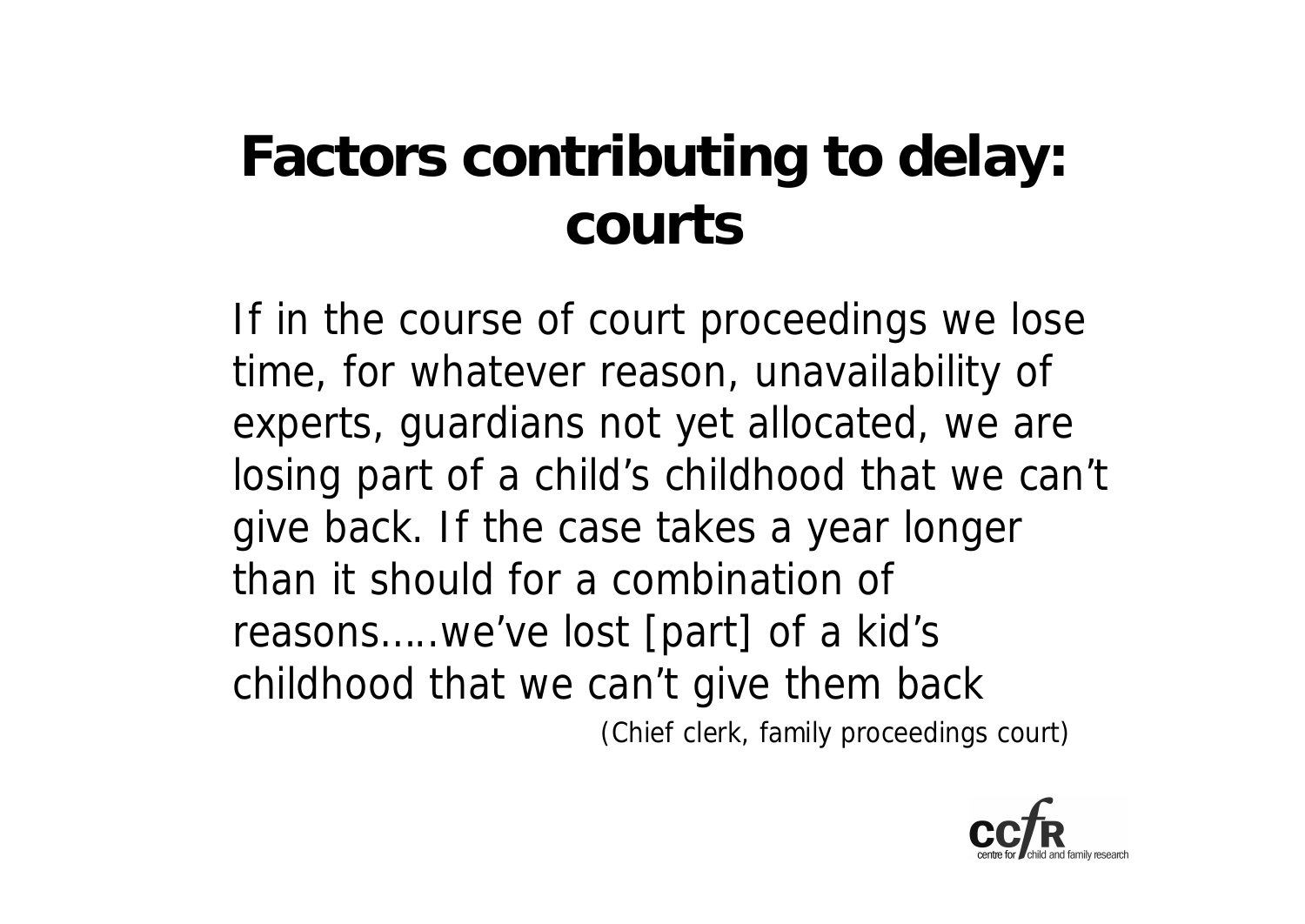# Factors contributing to delay: courts

If in the course of court proceedings we lose time, for whatever reason, unavailability of experts, guardians not yet allocated, we are losing part of a child's childhood that we can't give back. If the case takes a year longer than it should for a combination of reasons…..we've lost [part] of a kid's childhood that we can't give them back

(Chief clerk, family proceedings court)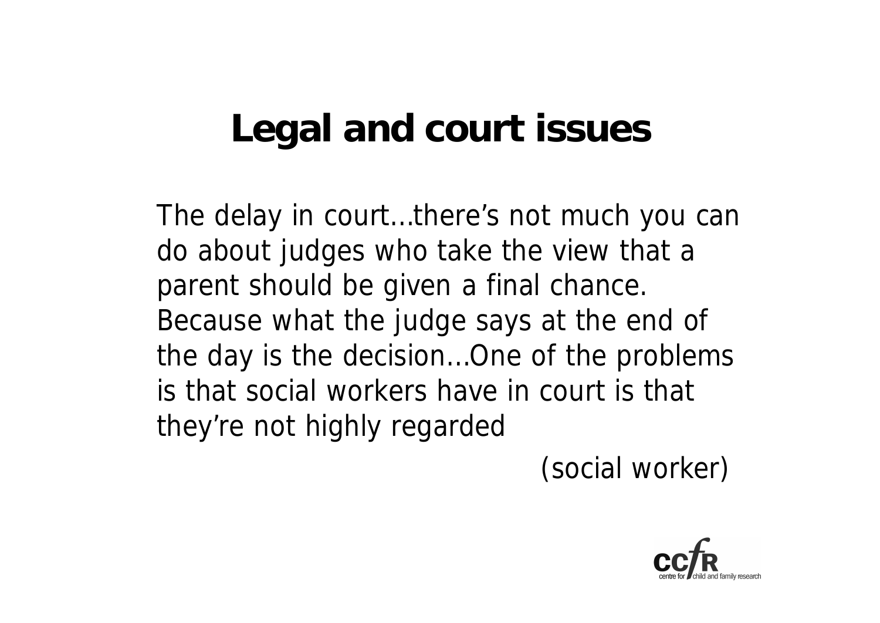# Legal and court issues

The delay in court...there's not much you can do about judges who take the view that a parent should be given a final chance. Because what the judge says at the end of the day is the decision...One of the problems is that social workers have in court is that they're not highly regarded

(social worker)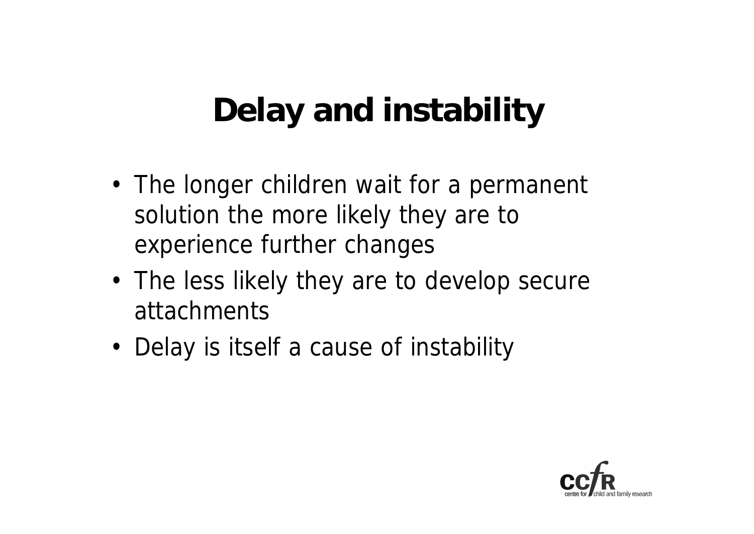# Delay and instability

- The longer children wait for a permanent solution the more likely they are to experience further changes
- The less likely they are to develop secure attachments
- Delay is itself a cause of instability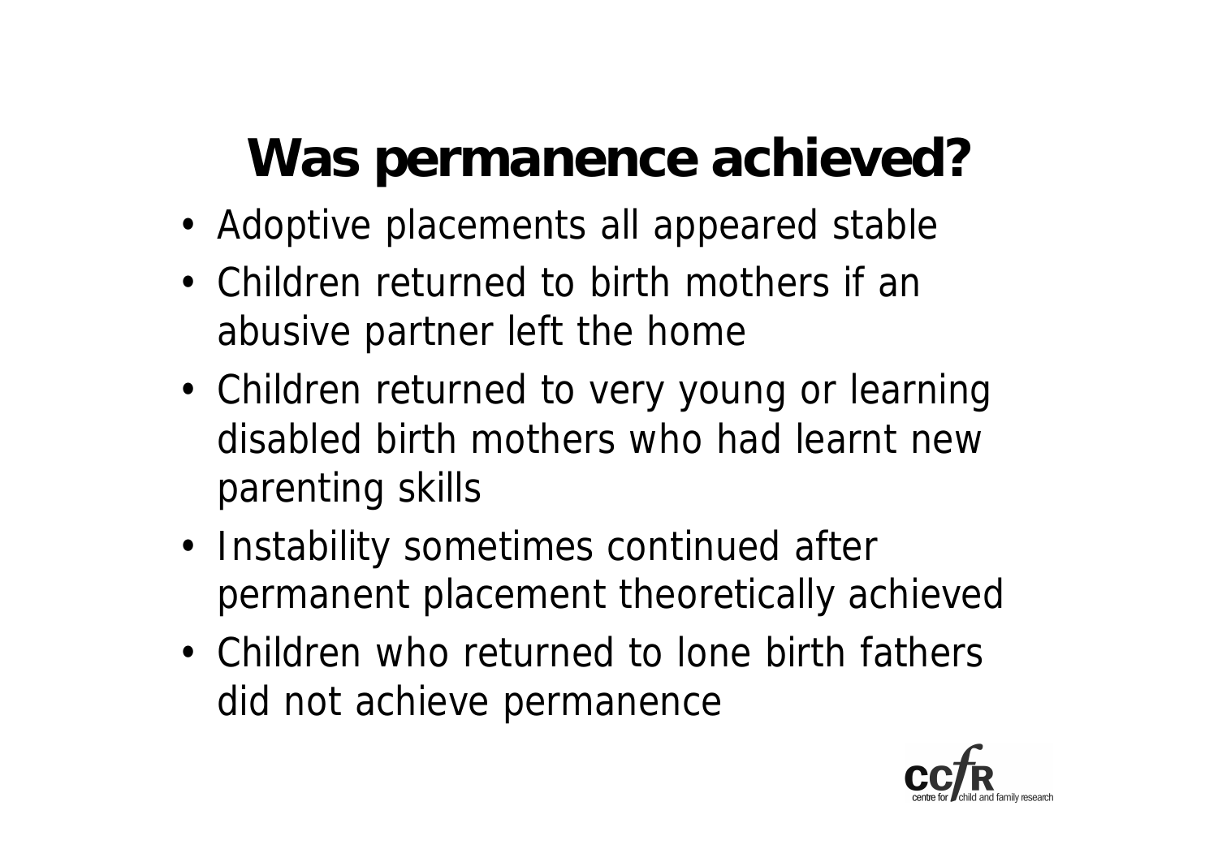# Was permanence achieved?

- Adoptive placements all appeared stable
- Children returned to birth mothers if an abusive partner left the home
- Children returned to very young or learning disabled birth mothers who had learnt new parenting skills
- Instability sometimes continued after permanent placement theoretically achieved
- Children who returned to lone birth fathers did not achieve permanence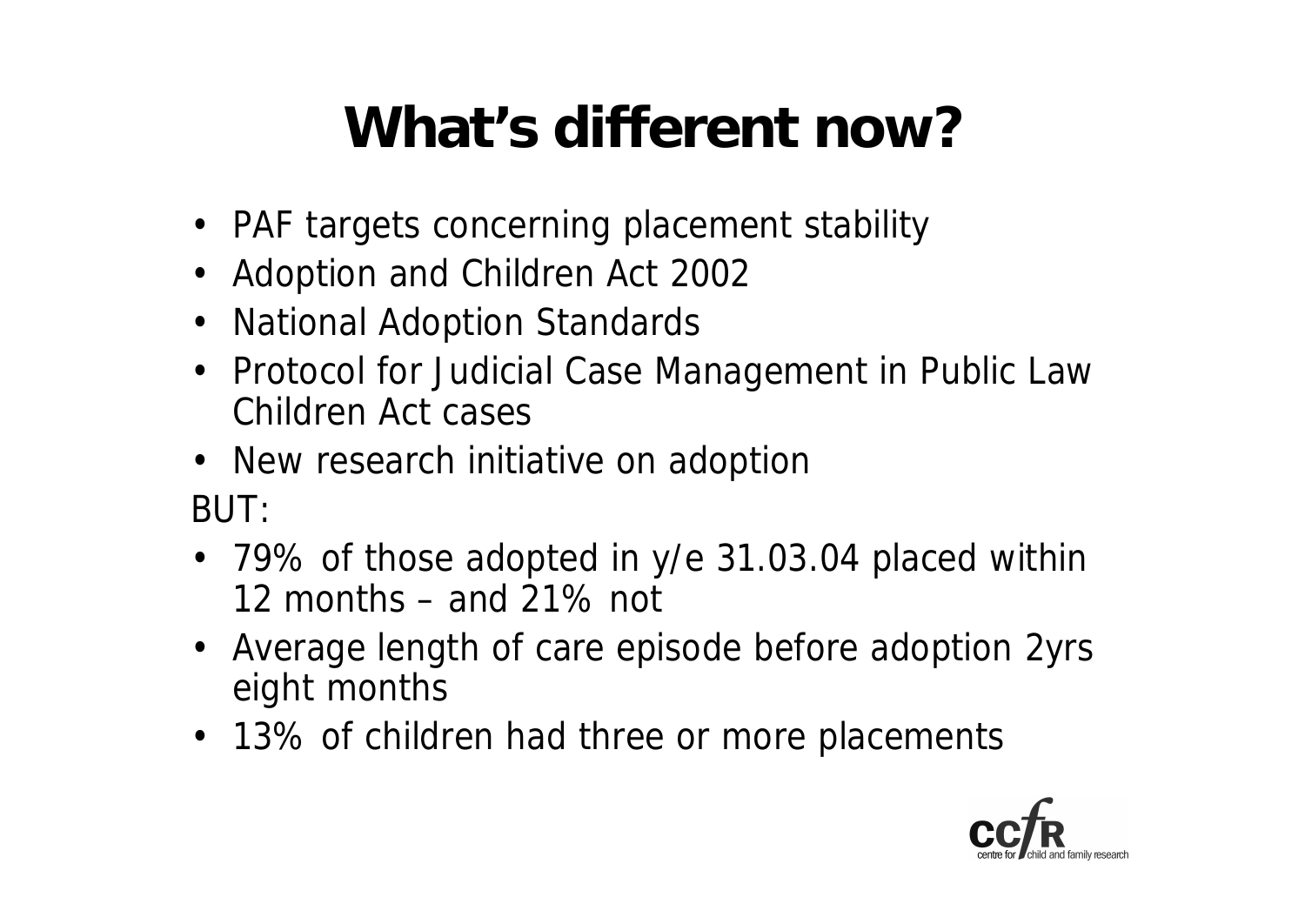# What's different now?

- PAF targets concerning placement stability
- Adoption and Children Act 2002
- National Adoption Standards
- Protocol for Judicial Case Management in Public Law Children Act cases
- New research initiative on adoption

BUT:

- 79% of those adopted in y/e 31.03.04 placed within 12 months – and 21% not
- Average length of care episode before adoption 2yrs eight months
- 13% of children had three or more placements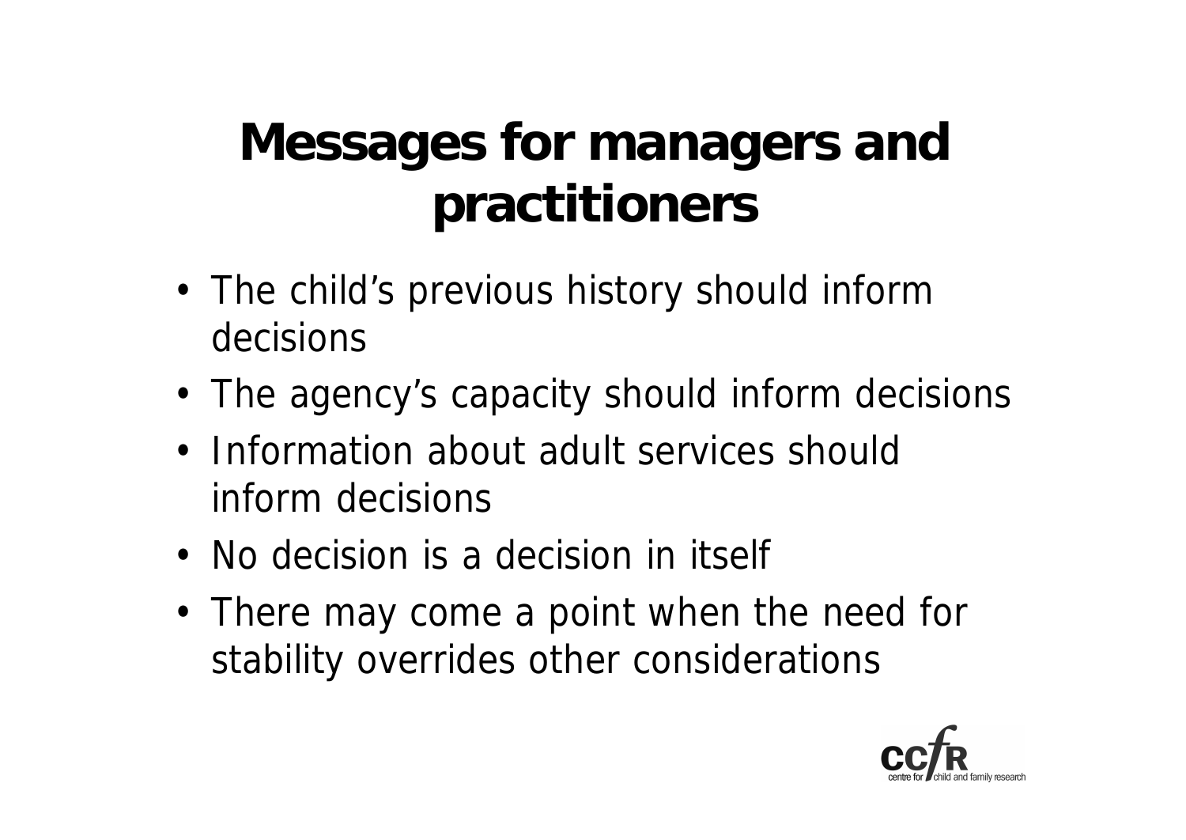# Messages for managers and practitioners

- The child's previous history should inform decisions
- The agency's capacity should inform decisions
- Information about adult services should inform decisions
- No decision is a decision in itself
- There may come a point when the need for stability overrides other considerations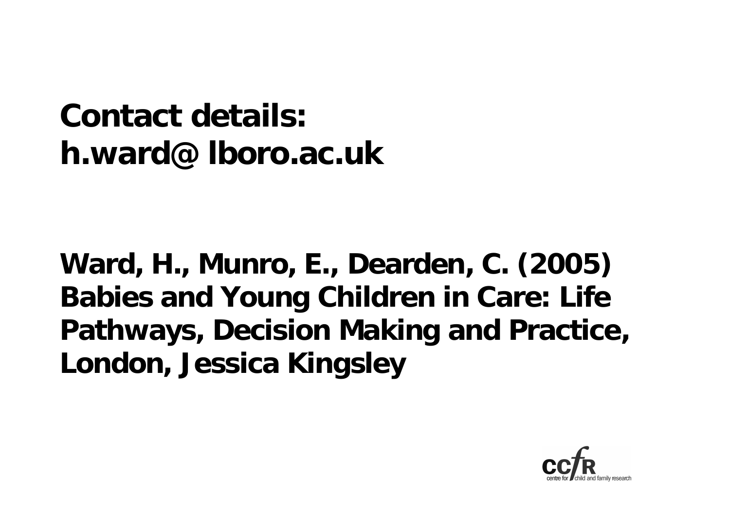**Contact details:**
**h.ward@ lboro.ac.uk**

**Ward, H., Munro, E., Dearden, C. (2005) Babies and Young Children in Care: Life Pathways, Decision Making and Practice, London, Jessica Kingsley**

ccfR
centre for child and family research